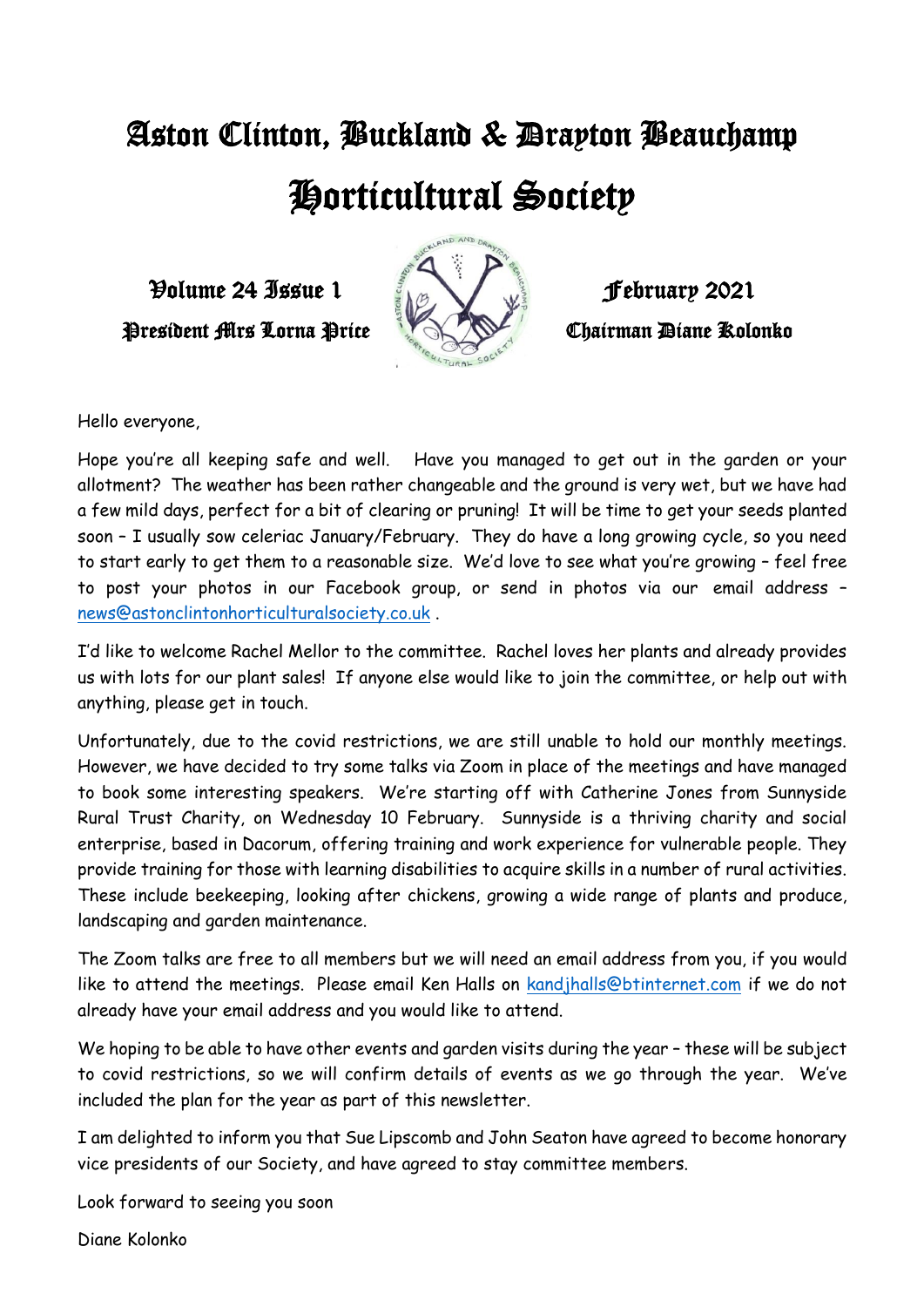# Aston Clinton, Buckland & Drayton Beauchamp Horticultural Society

**Volume 24 Issue 1** — **February 2021**

**President Mrs Lorna Price** — **Chairman Diane Kolonko**

Hello everyone,

Hope you're all keeping safe and well. Have you managed to get out in the garden or your allotment? The weather has been rather changeable and the ground is very wet, but we have had a few mild days, perfect for a bit of clearing or pruning! It will be time to get your seeds planted soon – I usually sow celeriac January/February. They do have a long growing cycle, so you need to start early to get them to a reasonable size. We'd love to see what you're growing – feel free to post your photos in our Facebook group, or send in photos via our email address – news@astonclintonhorticulturalsociety.co.uk .

I'd like to welcome Rachel Mellor to the committee. Rachel loves her plants and already provides us with lots for our plant sales! If anyone else would like to join the committee, or help out with anything, please get in touch.

Unfortunately, due to the covid restrictions, we are still unable to hold our monthly meetings. However, we have decided to try some talks via Zoom in place of the meetings and have managed to book some interesting speakers. We're starting off with Catherine Jones from Sunnyside Rural Trust Charity, on Wednesday 10 February. Sunnyside is a thriving charity and social enterprise, based in Dacorum, offering training and work experience for vulnerable people. They provide training for those with learning disabilities to acquire skills in a number of rural activities. These include beekeeping, looking after chickens, growing a wide range of plants and produce, landscaping and garden maintenance.

The Zoom talks are free to all members but we will need an email address from you, if you would like to attend the meetings. Please email Ken Halls on kandjhalls@btinternet.com if we do not already have your email address and you would like to attend.

We hoping to be able to have other events and garden visits during the year – these will be subject to covid restrictions, so we will confirm details of events as we go through the year. We've included the plan for the year as part of this newsletter.

I am delighted to inform you that Sue Lipscomb and John Seaton have agreed to become honorary vice presidents of our Society, and have agreed to stay committee members.

Look forward to seeing you soon

Diane Kolonko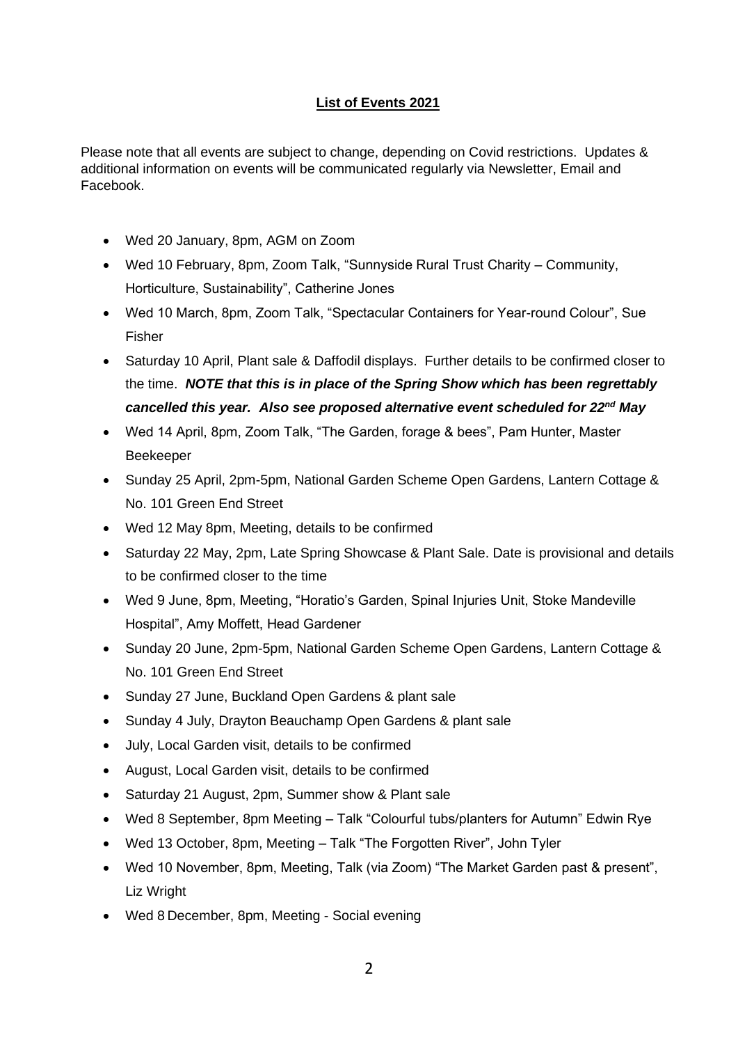## **List of Events 2021**

Please note that all events are subject to change, depending on Covid restrictions. Updates & additional information on events will be communicated regularly via Newsletter, Email and Facebook.

- Wed 20 January, 8pm, AGM on Zoom
- Wed 10 February, 8pm, Zoom Talk, "Sunnyside Rural Trust Charity – Community, Horticulture, Sustainability", Catherine Jones
- Wed 10 March, 8pm, Zoom Talk, "Spectacular Containers for Year-round Colour", Sue Fisher
- Saturday 10 April, Plant sale & Daffodil displays. Further details to be confirmed closer to the time. ***NOTE that this is in place of the Spring Show which has been regrettably cancelled this year. Also see proposed alternative event scheduled for 22nd May***
- Wed 14 April, 8pm, Zoom Talk, "The Garden, forage & bees", Pam Hunter, Master Beekeeper
- Sunday 25 April, 2pm-5pm, National Garden Scheme Open Gardens, Lantern Cottage & No. 101 Green End Street
- Wed 12 May 8pm, Meeting, details to be confirmed
- Saturday 22 May, 2pm, Late Spring Showcase & Plant Sale. Date is provisional and details to be confirmed closer to the time
- Wed 9 June, 8pm, Meeting, "Horatio's Garden, Spinal Injuries Unit, Stoke Mandeville Hospital", Amy Moffett, Head Gardener
- Sunday 20 June, 2pm-5pm, National Garden Scheme Open Gardens, Lantern Cottage & No. 101 Green End Street
- Sunday 27 June, Buckland Open Gardens & plant sale
- Sunday 4 July, Drayton Beauchamp Open Gardens & plant sale
- July, Local Garden visit, details to be confirmed
- August, Local Garden visit, details to be confirmed
- Saturday 21 August, 2pm, Summer show & Plant sale
- Wed 8 September, 8pm Meeting – Talk "Colourful tubs/planters for Autumn" Edwin Rye
- Wed 13 October, 8pm, Meeting – Talk "The Forgotten River", John Tyler
- Wed 10 November, 8pm, Meeting, Talk (via Zoom) "The Market Garden past & present", Liz Wright
- Wed 8 December, 8pm, Meeting - Social evening